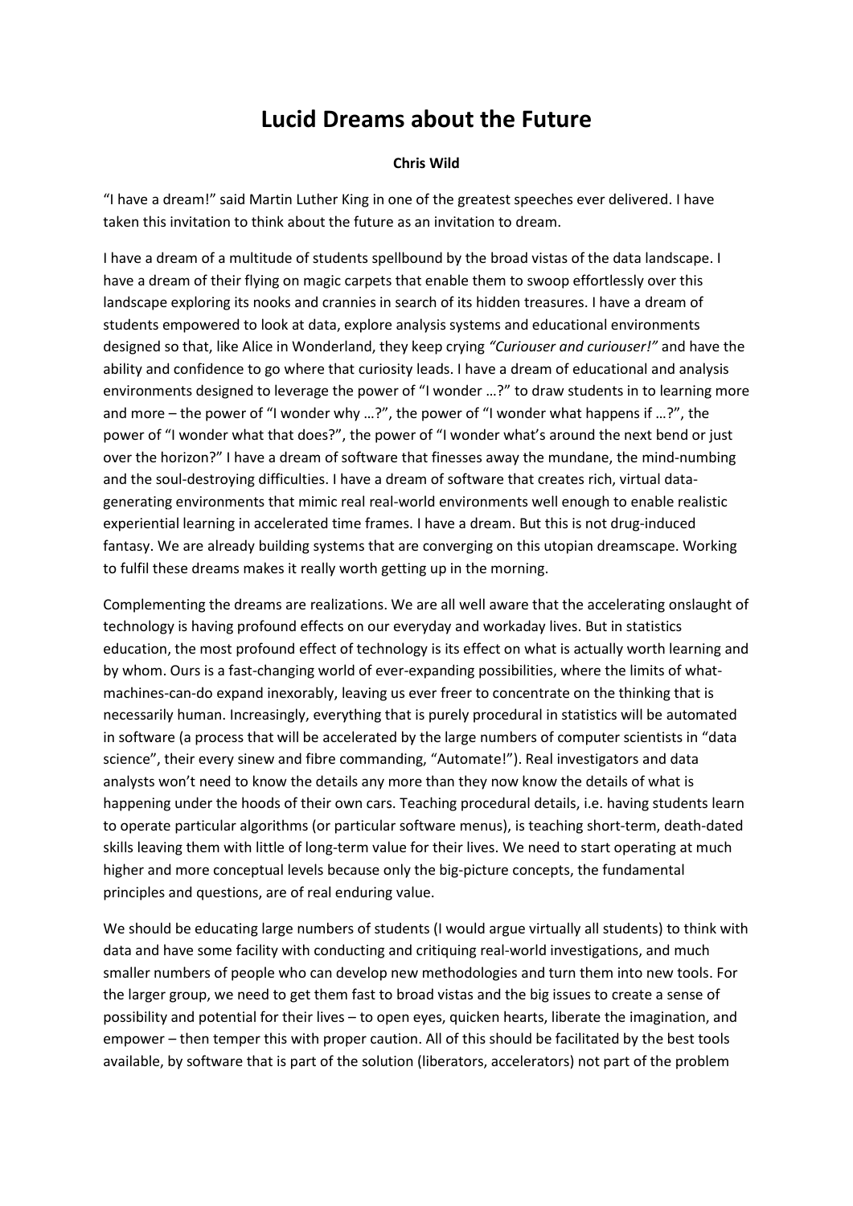# Lucid Dreams about the Future

**Chris Wild**

“I have a dream!” said Martin Luther King in one of the greatest speeches ever delivered. I have taken this invitation to think about the future as an invitation to dream.

I have a dream of a multitude of students spellbound by the broad vistas of the data landscape. I have a dream of their flying on magic carpets that enable them to swoop effortlessly over this landscape exploring its nooks and crannies in search of its hidden treasures. I have a dream of students empowered to look at data, explore analysis systems and educational environments designed so that, like Alice in Wonderland, they keep crying *“Curiouser and curiouser!”* and have the ability and confidence to go where that curiosity leads. I have a dream of educational and analysis environments designed to leverage the power of “I wonder …?” to draw students in to learning more and more – the power of “I wonder why …?”, the power of “I wonder what happens if …?”, the power of “I wonder what that does?”, the power of “I wonder what’s around the next bend or just over the horizon?” I have a dream of software that finesses away the mundane, the mind-numbing and the soul-destroying difficulties. I have a dream of software that creates rich, virtual data-generating environments that mimic real real-world environments well enough to enable realistic experiential learning in accelerated time frames. I have a dream. But this is not drug-induced fantasy. We are already building systems that are converging on this utopian dreamscape. Working to fulfil these dreams makes it really worth getting up in the morning.

Complementing the dreams are realizations. We are all well aware that the accelerating onslaught of technology is having profound effects on our everyday and workaday lives. But in statistics education, the most profound effect of technology is its effect on what is actually worth learning and by whom. Ours is a fast-changing world of ever-expanding possibilities, where the limits of what-machines-can-do expand inexorably, leaving us ever freer to concentrate on the thinking that is necessarily human. Increasingly, everything that is purely procedural in statistics will be automated in software (a process that will be accelerated by the large numbers of computer scientists in “data science”, their every sinew and fibre commanding, “Automate!”). Real investigators and data analysts won’t need to know the details any more than they now know the details of what is happening under the hoods of their own cars. Teaching procedural details, i.e. having students learn to operate particular algorithms (or particular software menus), is teaching short-term, death-dated skills leaving them with little of long-term value for their lives. We need to start operating at much higher and more conceptual levels because only the big-picture concepts, the fundamental principles and questions, are of real enduring value.

We should be educating large numbers of students (I would argue virtually all students) to think with data and have some facility with conducting and critiquing real-world investigations, and much smaller numbers of people who can develop new methodologies and turn them into new tools. For the larger group, we need to get them fast to broad vistas and the big issues to create a sense of possibility and potential for their lives – to open eyes, quicken hearts, liberate the imagination, and empower – then temper this with proper caution. All of this should be facilitated by the best tools available, by software that is part of the solution (liberators, accelerators) not part of the problem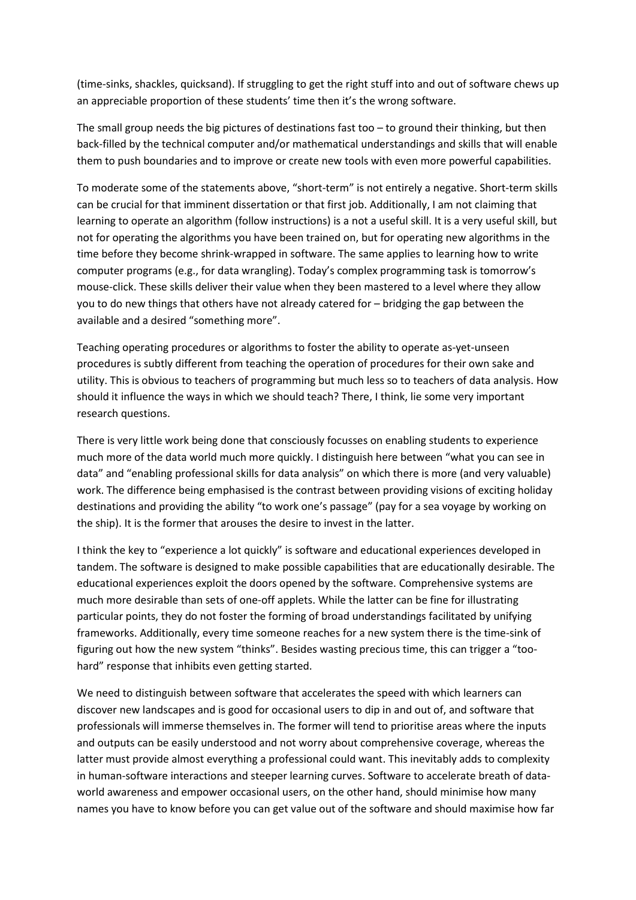(time-sinks, shackles, quicksand). If struggling to get the right stuff into and out of software chews up an appreciable proportion of these students' time then it's the wrong software.

The small group needs the big pictures of destinations fast too – to ground their thinking, but then back-filled by the technical computer and/or mathematical understandings and skills that will enable them to push boundaries and to improve or create new tools with even more powerful capabilities.

To moderate some of the statements above, "short-term" is not entirely a negative. Short-term skills can be crucial for that imminent dissertation or that first job. Additionally, I am not claiming that learning to operate an algorithm (follow instructions) is a not a useful skill. It is a very useful skill, but not for operating the algorithms you have been trained on, but for operating new algorithms in the time before they become shrink-wrapped in software. The same applies to learning how to write computer programs (e.g., for data wrangling). Today's complex programming task is tomorrow's mouse-click. These skills deliver their value when they been mastered to a level where they allow you to do new things that others have not already catered for – bridging the gap between the available and a desired "something more".

Teaching operating procedures or algorithms to foster the ability to operate as-yet-unseen procedures is subtly different from teaching the operation of procedures for their own sake and utility. This is obvious to teachers of programming but much less so to teachers of data analysis. How should it influence the ways in which we should teach? There, I think, lie some very important research questions.

There is very little work being done that consciously focusses on enabling students to experience much more of the data world much more quickly. I distinguish here between "what you can see in data" and "enabling professional skills for data analysis" on which there is more (and very valuable) work. The difference being emphasised is the contrast between providing visions of exciting holiday destinations and providing the ability "to work one's passage" (pay for a sea voyage by working on the ship). It is the former that arouses the desire to invest in the latter.

I think the key to "experience a lot quickly" is software and educational experiences developed in tandem. The software is designed to make possible capabilities that are educationally desirable. The educational experiences exploit the doors opened by the software. Comprehensive systems are much more desirable than sets of one-off applets. While the latter can be fine for illustrating particular points, they do not foster the forming of broad understandings facilitated by unifying frameworks. Additionally, every time someone reaches for a new system there is the time-sink of figuring out how the new system "thinks". Besides wasting precious time, this can trigger a "too-hard" response that inhibits even getting started.

We need to distinguish between software that accelerates the speed with which learners can discover new landscapes and is good for occasional users to dip in and out of, and software that professionals will immerse themselves in. The former will tend to prioritise areas where the inputs and outputs can be easily understood and not worry about comprehensive coverage, whereas the latter must provide almost everything a professional could want. This inevitably adds to complexity in human-software interactions and steeper learning curves. Software to accelerate breath of data-world awareness and empower occasional users, on the other hand, should minimise how many names you have to know before you can get value out of the software and should maximise how far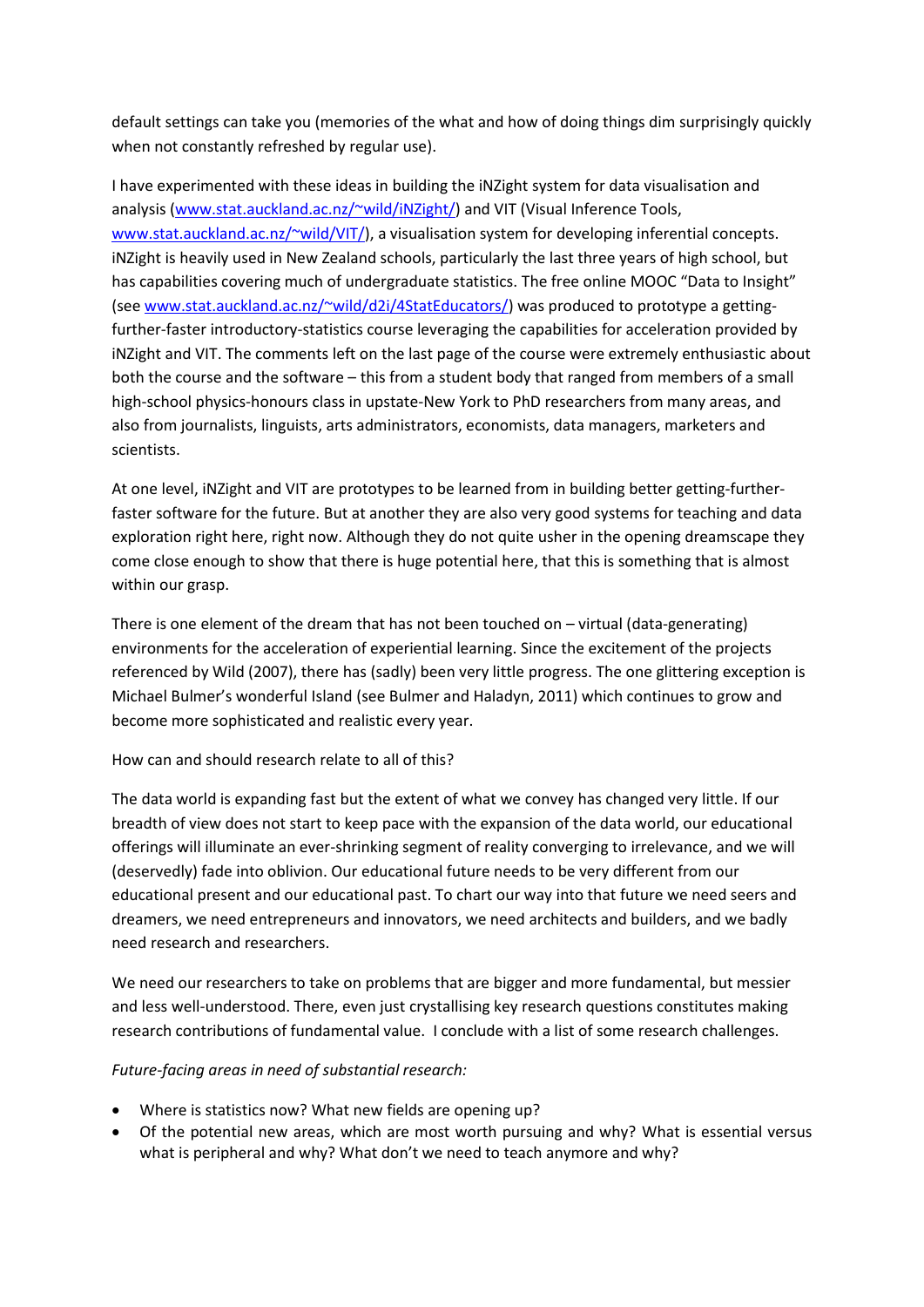default settings can take you (memories of the what and how of doing things dim surprisingly quickly when not constantly refreshed by regular use).

I have experimented with these ideas in building the iNZight system for data visualisation and analysis ([www.stat.auckland.ac.nz/~wild/iNZight/](www.stat.auckland.ac.nz/~wild/iNZight/)) and VIT (Visual Inference Tools, [www.stat.auckland.ac.nz/~wild/VIT/](www.stat.auckland.ac.nz/~wild/VIT/)), a visualisation system for developing inferential concepts. iNZight is heavily used in New Zealand schools, particularly the last three years of high school, but has capabilities covering much of undergraduate statistics. The free online MOOC "Data to Insight" (see [www.stat.auckland.ac.nz/~wild/d2i/4StatEducators/](www.stat.auckland.ac.nz/~wild/d2i/4StatEducators/)) was produced to prototype a getting-further-faster introductory-statistics course leveraging the capabilities for acceleration provided by iNZight and VIT. The comments left on the last page of the course were extremely enthusiastic about both the course and the software – this from a student body that ranged from members of a small high-school physics-honours class in upstate-New York to PhD researchers from many areas, and also from journalists, linguists, arts administrators, economists, data managers, marketers and scientists.

At one level, iNZight and VIT are prototypes to be learned from in building better getting-further-faster software for the future. But at another they are also very good systems for teaching and data exploration right here, right now. Although they do not quite usher in the opening dreamscape they come close enough to show that there is huge potential here, that this is something that is almost within our grasp.

There is one element of the dream that has not been touched on – virtual (data-generating) environments for the acceleration of experiential learning. Since the excitement of the projects referenced by Wild (2007), there has (sadly) been very little progress. The one glittering exception is Michael Bulmer's wonderful Island (see Bulmer and Haladyn, 2011) which continues to grow and become more sophisticated and realistic every year.

How can and should research relate to all of this?

The data world is expanding fast but the extent of what we convey has changed very little. If our breadth of view does not start to keep pace with the expansion of the data world, our educational offerings will illuminate an ever-shrinking segment of reality converging to irrelevance, and we will (deservedly) fade into oblivion. Our educational future needs to be very different from our educational present and our educational past. To chart our way into that future we need seers and dreamers, we need entrepreneurs and innovators, we need architects and builders, and we badly need research and researchers.

We need our researchers to take on problems that are bigger and more fundamental, but messier and less well-understood. There, even just crystallising key research questions constitutes making research contributions of fundamental value. I conclude with a list of some research challenges.

*Future-facing areas in need of substantial research:*

- Where is statistics now? What new fields are opening up?
- Of the potential new areas, which are most worth pursuing and why? What is essential versus what is peripheral and why? What don't we need to teach anymore and why?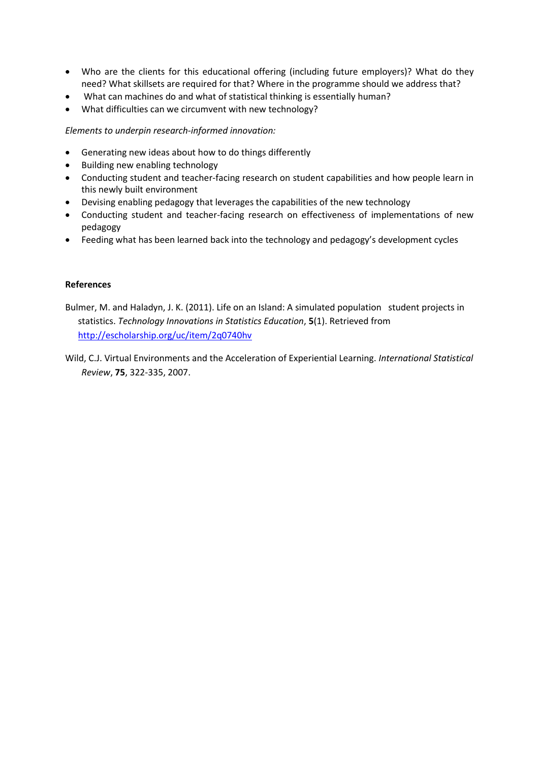- Who are the clients for this educational offering (including future employers)? What do they need? What skillsets are required for that? Where in the programme should we address that?
- What can machines do and what of statistical thinking is essentially human?
- What difficulties can we circumvent with new technology?

*Elements to underpin research-informed innovation:*

- Generating new ideas about how to do things differently
- Building new enabling technology
- Conducting student and teacher-facing research on student capabilities and how people learn in this newly built environment
- Devising enabling pedagogy that leverages the capabilities of the new technology
- Conducting student and teacher-facing research on effectiveness of implementations of new pedagogy
- Feeding what has been learned back into the technology and pedagogy's development cycles

**References**

Bulmer, M. and Haladyn, J. K. (2011). Life on an Island: A simulated population student projects in statistics. *Technology Innovations in Statistics Education*, **5**(1). Retrieved from http://escholarship.org/uc/item/2q0740hv

Wild, C.J. Virtual Environments and the Acceleration of Experiential Learning. *International Statistical Review*, **75**, 322-335, 2007.